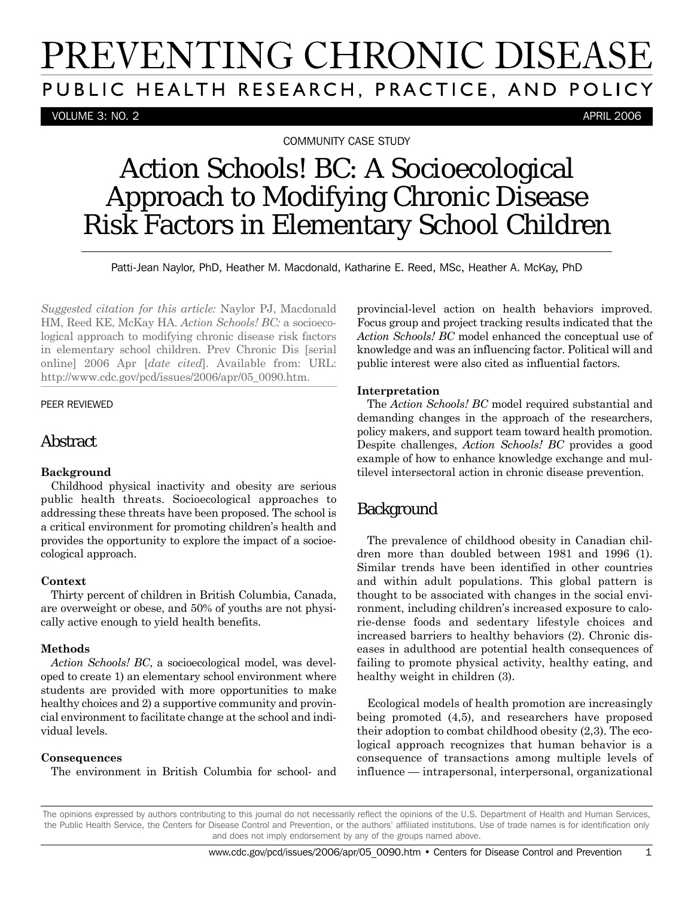# PREVENTING CHRONIC DISEASE

PUBLIC HEALTH RESEARCH, PRACTICE, AND POLICY

VOLUME 3: NO. 2 — APRIL 2006

COMMUNITY CASE STUDY

# Action Schools! BC: A Socioecological Approach to Modifying Chronic Disease Risk Factors in Elementary School Children

Patti-Jean Naylor, PhD, Heather M. Macdonald, Katharine E. Reed, MSc, Heather A. McKay, PhD

*Suggested citation for this article:* Naylor PJ, Macdonald HM, Reed KE, McKay HA. *Action Schools! BC:* a socioecological approach to modifying chronic disease risk factors in elementary school children. Prev Chronic Dis [serial online] 2006 Apr [*date cited*]. Available from: URL: http://www.cdc.gov/pcd/issues/2006/apr/05_0090.htm.

PEER REVIEWED

## Abstract

**Background**

Childhood physical inactivity and obesity are serious public health threats. Socioecological approaches to addressing these threats have been proposed. The school is a critical environment for promoting children's health and provides the opportunity to explore the impact of a socioecological approach.

**Context**

Thirty percent of children in British Columbia, Canada, are overweight or obese, and 50% of youths are not physically active enough to yield health benefits.

**Methods**

*Action Schools! BC*, a socioecological model, was developed to create 1) an elementary school environment where students are provided with more opportunities to make healthy choices and 2) a supportive community and provincial environment to facilitate change at the school and individual levels.

**Consequences**

The environment in British Columbia for school- and provincial-level action on health behaviors improved. Focus group and project tracking results indicated that the *Action Schools! BC* model enhanced the conceptual use of knowledge and was an influencing factor. Political will and public interest were also cited as influential factors.

**Interpretation**

The *Action Schools! BC* model required substantial and demanding changes in the approach of the researchers, policy makers, and support team toward health promotion. Despite challenges, *Action Schools! BC* provides a good example of how to enhance knowledge exchange and multilevel intersectoral action in chronic disease prevention.

## Background

The prevalence of childhood obesity in Canadian children more than doubled between 1981 and 1996 (1). Similar trends have been identified in other countries and within adult populations. This global pattern is thought to be associated with changes in the social environment, including children's increased exposure to calorie-dense foods and sedentary lifestyle choices and increased barriers to healthy behaviors (2). Chronic diseases in adulthood are potential health consequences of failing to promote physical activity, healthy eating, and healthy weight in children (3).

Ecological models of health promotion are increasingly being promoted (4,5), and researchers have proposed their adoption to combat childhood obesity (2,3). The ecological approach recognizes that human behavior is a consequence of transactions among multiple levels of influence — intrapersonal, interpersonal, organizational

The opinions expressed by authors contributing to this journal do not necessarily reflect the opinions of the U.S. Department of Health and Human Services, the Public Health Service, the Centers for Disease Control and Prevention, or the authors' affiliated institutions. Use of trade names is for identification only and does not imply endorsement by any of the groups named above.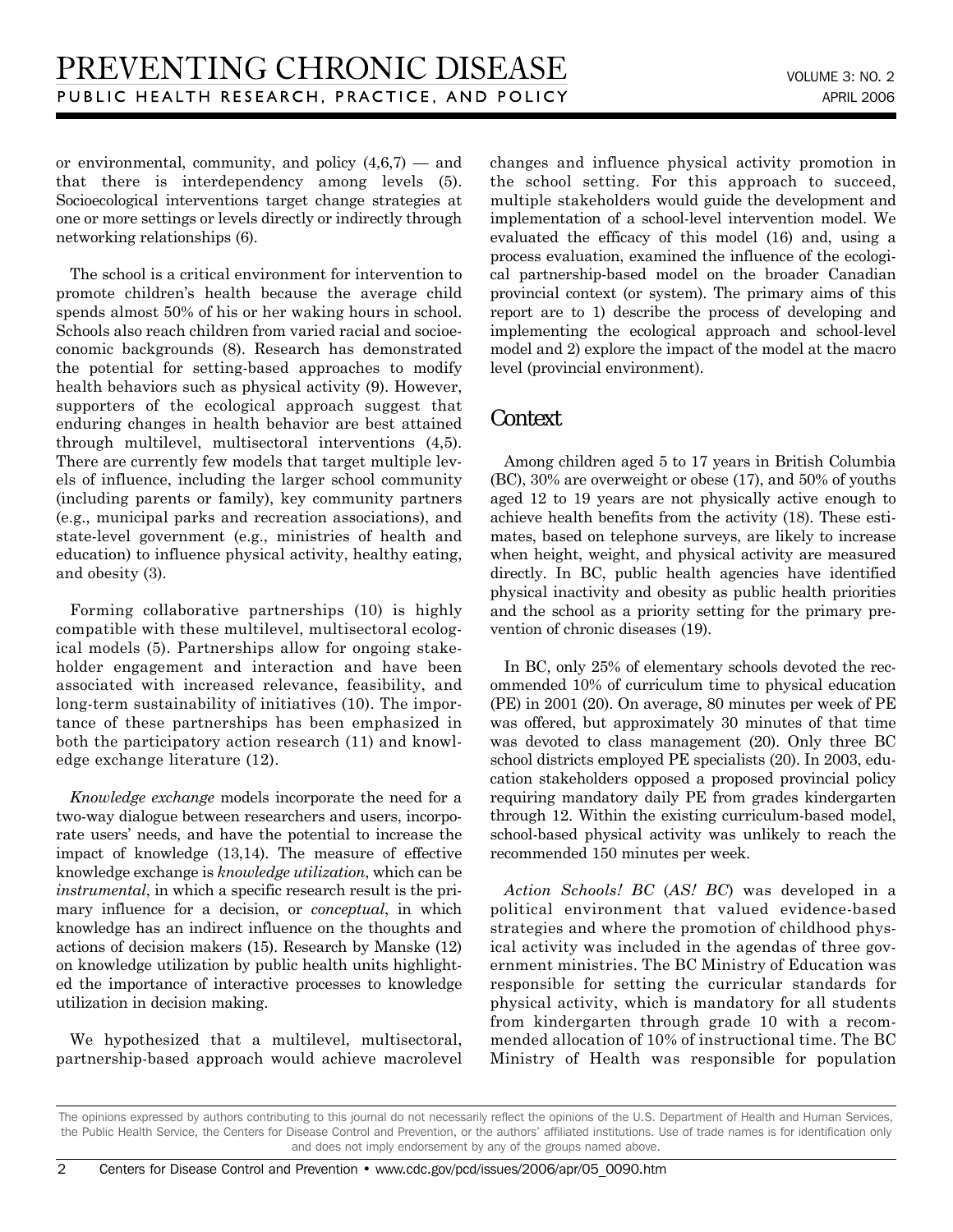or environmental, community, and policy (4,6,7) — and that there is interdependency among levels (5). Socioecological interventions target change strategies at one or more settings or levels directly or indirectly through networking relationships (6).

The school is a critical environment for intervention to promote children's health because the average child spends almost 50% of his or her waking hours in school. Schools also reach children from varied racial and socioeconomic backgrounds (8). Research has demonstrated the potential for setting-based approaches to modify health behaviors such as physical activity (9). However, supporters of the ecological approach suggest that enduring changes in health behavior are best attained through multilevel, multisectoral interventions (4,5). There are currently few models that target multiple levels of influence, including the larger school community (including parents or family), key community partners (e.g., municipal parks and recreation associations), and state-level government (e.g., ministries of health and education) to influence physical activity, healthy eating, and obesity (3).

Forming collaborative partnerships (10) is highly compatible with these multilevel, multisectoral ecological models (5). Partnerships allow for ongoing stakeholder engagement and interaction and have been associated with increased relevance, feasibility, and long-term sustainability of initiatives (10). The importance of these partnerships has been emphasized in both the participatory action research (11) and knowledge exchange literature (12).

*Knowledge exchange* models incorporate the need for a two-way dialogue between researchers and users, incorporate users' needs, and have the potential to increase the impact of knowledge (13,14). The measure of effective knowledge exchange is *knowledge utilization*, which can be *instrumental*, in which a specific research result is the primary influence for a decision, or *conceptual*, in which knowledge has an indirect influence on the thoughts and actions of decision makers (15). Research by Manske (12) on knowledge utilization by public health units highlighted the importance of interactive processes to knowledge utilization in decision making.

We hypothesized that a multilevel, multisectoral, partnership-based approach would achieve macrolevel changes and influence physical activity promotion in the school setting. For this approach to succeed, multiple stakeholders would guide the development and implementation of a school-level intervention model. We evaluated the efficacy of this model (16) and, using a process evaluation, examined the influence of the ecological partnership-based model on the broader Canadian provincial context (or system). The primary aims of this report are to 1) describe the process of developing and implementing the ecological approach and school-level model and 2) explore the impact of the model at the macro level (provincial environment).

## Context

Among children aged 5 to 17 years in British Columbia (BC), 30% are overweight or obese (17), and 50% of youths aged 12 to 19 years are not physically active enough to achieve health benefits from the activity (18). These estimates, based on telephone surveys, are likely to increase when height, weight, and physical activity are measured directly. In BC, public health agencies have identified physical inactivity and obesity as public health priorities and the school as a priority setting for the primary prevention of chronic diseases (19).

In BC, only 25% of elementary schools devoted the recommended 10% of curriculum time to physical education (PE) in 2001 (20). On average, 80 minutes per week of PE was offered, but approximately 30 minutes of that time was devoted to class management (20). Only three BC school districts employed PE specialists (20). In 2003, education stakeholders opposed a proposed provincial policy requiring mandatory daily PE from grades kindergarten through 12. Within the existing curriculum-based model, school-based physical activity was unlikely to reach the recommended 150 minutes per week.

*Action Schools! BC* (*AS! BC*) was developed in a political environment that valued evidence-based strategies and where the promotion of childhood physical activity was included in the agendas of three government ministries. The BC Ministry of Education was responsible for setting the curricular standards for physical activity, which is mandatory for all students from kindergarten through grade 10 with a recommended allocation of 10% of instructional time. The BC Ministry of Health was responsible for population

The opinions expressed by authors contributing to this journal do not necessarily reflect the opinions of the U.S. Department of Health and Human Services, the Public Health Service, the Centers for Disease Control and Prevention, or the authors' affiliated institutions. Use of trade names is for identification only and does not imply endorsement by any of the groups named above.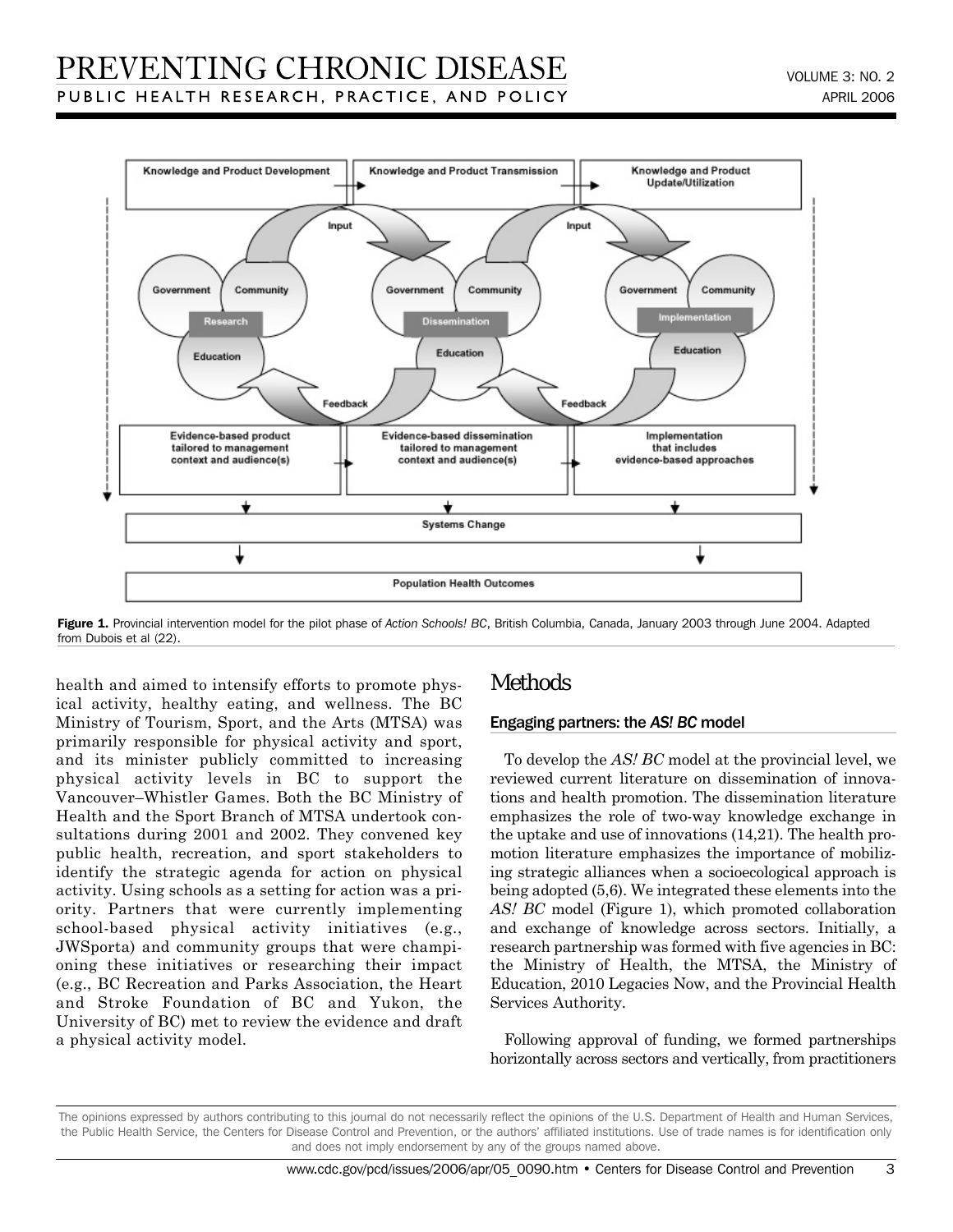Figure 1. Provincial intervention model for the pilot phase of *Action Schools! BC*, British Columbia, Canada, January 2003 through June 2004. Adapted from Dubois et al (22).

health and aimed to intensify efforts to promote physical activity, healthy eating, and wellness. The BC Ministry of Tourism, Sport, and the Arts (MTSA) was primarily responsible for physical activity and sport, and its minister publicly committed to increasing physical activity levels in BC to support the Vancouver–Whistler Games. Both the BC Ministry of Health and the Sport Branch of MTSA undertook consultations during 2001 and 2002. They convened key public health, recreation, and sport stakeholders to identify the strategic agenda for action on physical activity. Using schools as a setting for action was a priority. Partners that were currently implementing school-based physical activity initiatives (e.g., JWSporta) and community groups that were championing these initiatives or researching their impact (e.g., BC Recreation and Parks Association, the Heart and Stroke Foundation of BC and Yukon, the University of BC) met to review the evidence and draft a physical activity model.

## Methods

### Engaging partners: the *AS! BC* model

To develop the *AS! BC* model at the provincial level, we reviewed current literature on dissemination of innovations and health promotion. The dissemination literature emphasizes the role of two-way knowledge exchange in the uptake and use of innovations (14,21). The health promotion literature emphasizes the importance of mobilizing strategic alliances when a socioecological approach is being adopted (5,6). We integrated these elements into the *AS! BC* model (Figure 1), which promoted collaboration and exchange of knowledge across sectors. Initially, a research partnership was formed with five agencies in BC: the Ministry of Health, the MTSA, the Ministry of Education, 2010 Legacies Now, and the Provincial Health Services Authority.

Following approval of funding, we formed partnerships horizontally across sectors and vertically, from practitioners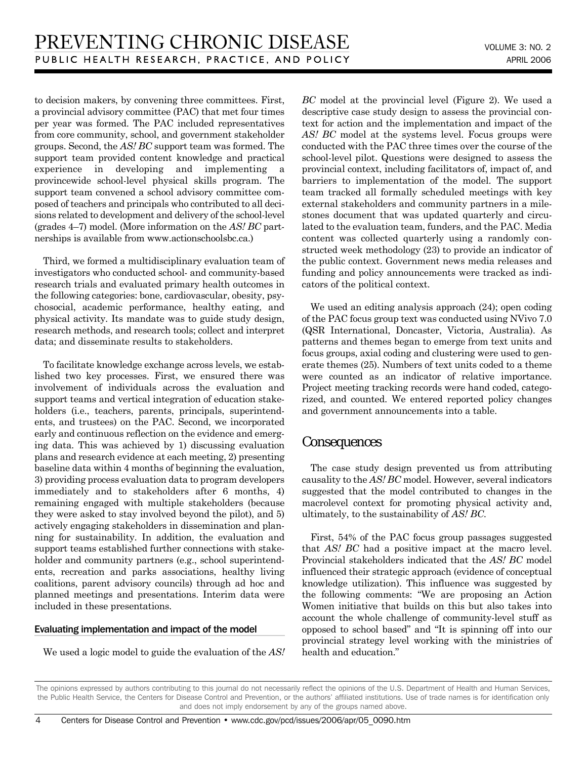to decision makers, by convening three committees. First, a provincial advisory committee (PAC) that met four times per year was formed. The PAC included representatives from core community, school, and government stakeholder groups. Second, the *AS! BC* support team was formed. The support team provided content knowledge and practical experience in developing and implementing a provincewide school-level physical skills program. The support team convened a school advisory committee composed of teachers and principals who contributed to all decisions related to development and delivery of the school-level (grades 4–7) model. (More information on the *AS! BC* partnerships is available from www.actionschoolsbc.ca.)

Third, we formed a multidisciplinary evaluation team of investigators who conducted school- and community-based research trials and evaluated primary health outcomes in the following categories: bone, cardiovascular, obesity, psychosocial, academic performance, healthy eating, and physical activity. Its mandate was to guide study design, research methods, and research tools; collect and interpret data; and disseminate results to stakeholders.

To facilitate knowledge exchange across levels, we established two key processes. First, we ensured there was involvement of individuals across the evaluation and support teams and vertical integration of education stakeholders (i.e., teachers, parents, principals, superintendents, and trustees) on the PAC. Second, we incorporated early and continuous reflection on the evidence and emerging data. This was achieved by 1) discussing evaluation plans and research evidence at each meeting, 2) presenting baseline data within 4 months of beginning the evaluation, 3) providing process evaluation data to program developers immediately and to stakeholders after 6 months, 4) remaining engaged with multiple stakeholders (because they were asked to stay involved beyond the pilot), and 5) actively engaging stakeholders in dissemination and planning for sustainability. In addition, the evaluation and support teams established further connections with stakeholder and community partners (e.g., school superintendents, recreation and parks associations, healthy living coalitions, parent advisory councils) through ad hoc and planned meetings and presentations. Interim data were included in these presentations.

### Evaluating implementation and impact of the model

We used a logic model to guide the evaluation of the *AS! BC* model at the provincial level (Figure 2). We used a descriptive case study design to assess the provincial context for action and the implementation and impact of the *AS! BC* model at the systems level. Focus groups were conducted with the PAC three times over the course of the school-level pilot. Questions were designed to assess the provincial context, including facilitators of, impact of, and barriers to implementation of the model. The support team tracked all formally scheduled meetings with key external stakeholders and community partners in a milestones document that was updated quarterly and circulated to the evaluation team, funders, and the PAC. Media content was collected quarterly using a randomly constructed week methodology (23) to provide an indicator of the public context. Government news media releases and funding and policy announcements were tracked as indicators of the political context.

We used an editing analysis approach (24); open coding of the PAC focus group text was conducted using NVivo 7.0 (QSR International, Doncaster, Victoria, Australia). As patterns and themes began to emerge from text units and focus groups, axial coding and clustering were used to generate themes (25). Numbers of text units coded to a theme were counted as an indicator of relative importance. Project meeting tracking records were hand coded, categorized, and counted. We entered reported policy changes and government announcements into a table.

## Consequences

The case study design prevented us from attributing causality to the *AS! BC* model. However, several indicators suggested that the model contributed to changes in the macrolevel context for promoting physical activity and, ultimately, to the sustainability of *AS! BC*.

First, 54% of the PAC focus group passages suggested that *AS! BC* had a positive impact at the macro level. Provincial stakeholders indicated that the *AS! BC* model influenced their strategic approach (evidence of conceptual knowledge utilization). This influence was suggested by the following comments: "We are proposing an Action Women initiative that builds on this but also takes into account the whole challenge of community-level stuff as opposed to school based" and "It is spinning off into our provincial strategy level working with the ministries of health and education."

The opinions expressed by authors contributing to this journal do not necessarily reflect the opinions of the U.S. Department of Health and Human Services, the Public Health Service, the Centers for Disease Control and Prevention, or the authors' affiliated institutions. Use of trade names is for identification only and does not imply endorsement by any of the groups named above.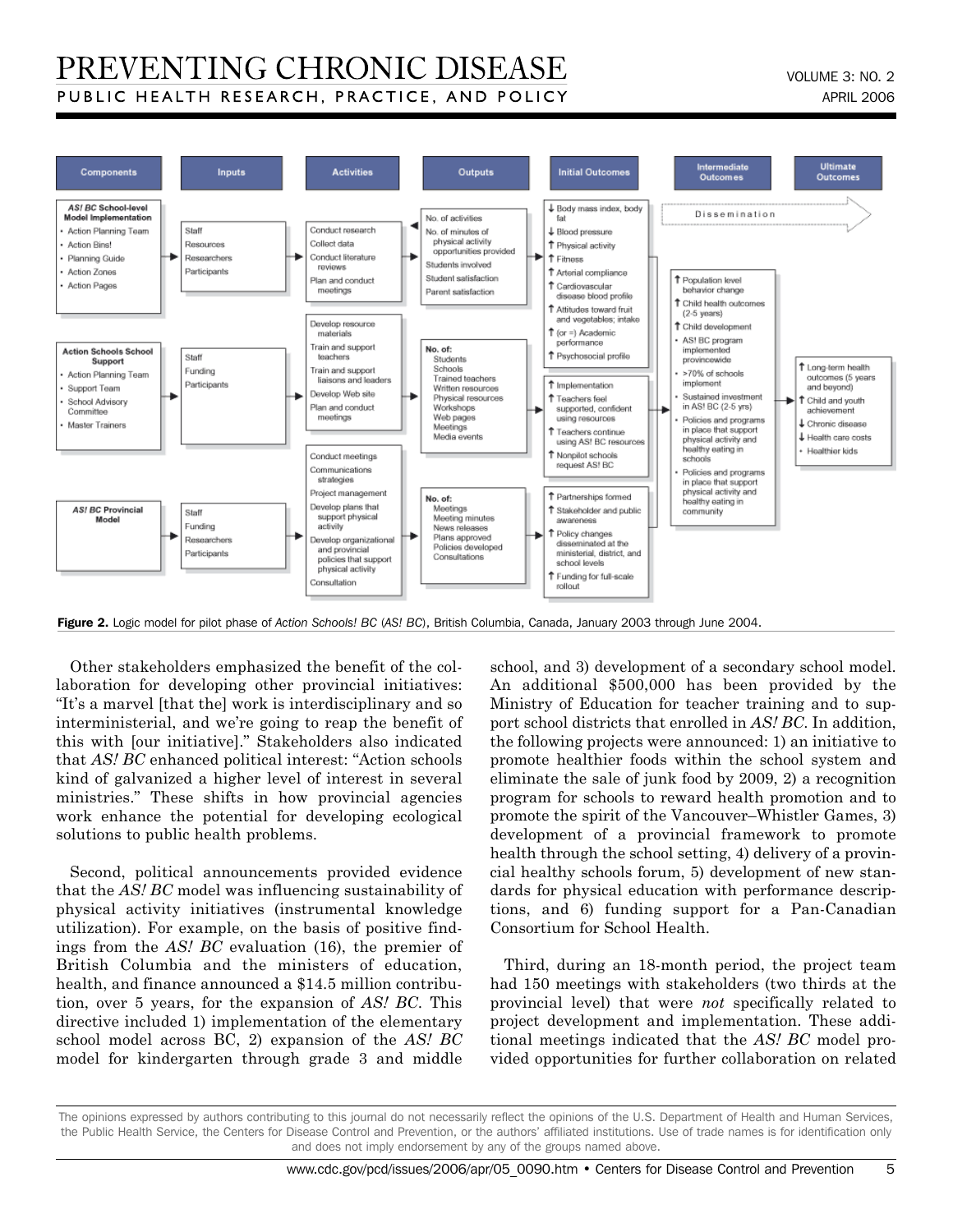| Components | Inputs | Activities | Outputs | Initial Outcomes | Intermediate Outcomes | Ultimate Outcomes |
|---|---|---|---|---|---|---|
| *AS! BC* School-level Model Implementation<br>• Action Planning Team<br>• Action Bins!<br>• Planning Guide<br>• Action Zones<br>• Action Pages | Staff<br>Resources<br>Researchers<br>Participants | Conduct research<br>Collect data<br>Conduct literature reviews<br>Plan and conduct meetings | No. of activities<br>No. of minutes of physical activity opportunities provided<br>Students involved<br>Student satisfaction<br>Parent satisfaction | ↓ Body mass index, body fat<br>↓ Blood pressure<br>↑ Physical activity<br>↑ Fitness<br>↑ Arterial compliance<br>↑ Cardiovascular disease blood profile<br>↑ Attitudes toward fruit and vegetables; intake<br>↑ (or =) Academic performance<br>↑ Psychosocial profile | Dissemination | |
| Action Schools School Support<br>• Action Planning Team<br>• Support Team<br>• School Advisory Committee<br>• Master Trainers | Staff<br>Funding<br>Participants | Develop resource materials<br>Train and support teachers<br>Train and support liaisons and leaders<br>Develop Web site<br>Plan and conduct meetings | No. of:<br>Students<br>Schools<br>Trained teachers<br>Written resources<br>Physical resources<br>Workshops<br>Web pages<br>Meetings<br>Media events | ↑ Implementation<br>↑ Teachers feel supported, confident using resources<br>↑ Teachers continue using AS! BC resources<br>↑ Nonpilot schools request AS! BC | ↑ Population level behavior change<br>↑ Child health outcomes (2-5 years)<br>↑ Child development<br>• AS! BC program implemented provincewide<br>• >70% of schools implement<br>• Sustained investment in AS! BC (2-5 yrs)<br>• Policies and programs in place that support physical activity and healthy eating in schools<br>• Policies and programs in place that support physical activity and healthy eating in community | ↑ Long-term health outcomes (5 years and beyond)<br>↑ Child and youth achievement<br>↓ Chronic disease<br>↓ Health care costs<br>• Healthier kids |
| *AS! BC* Provincial Model | Staff<br>Funding<br>Researchers<br>Participants | Conduct meetings<br>Communications strategies<br>Project management<br>Develop plans that support physical activity<br>Develop organizational and provincial policies that support physical activity<br>Consultation | No. of:<br>Meetings<br>Meeting minutes<br>News releases<br>Plans approved<br>Policies developed<br>Consultations | ↑ Partnerships formed<br>↑ Stakeholder and public awareness<br>↑ Policy changes disseminated at the ministerial, district, and school levels<br>↑ Funding for full-scale rollout | | |

**Figure 2.** Logic model for pilot phase of *Action Schools! BC* (*AS! BC*), British Columbia, Canada, January 2003 through June 2004.

Other stakeholders emphasized the benefit of the collaboration for developing other provincial initiatives: "It's a marvel [that the] work is interdisciplinary and so interministerial, and we're going to reap the benefit of this with [our initiative]." Stakeholders also indicated that *AS! BC* enhanced political interest: "Action schools kind of galvanized a higher level of interest in several ministries." These shifts in how provincial agencies work enhance the potential for developing ecological solutions to public health problems.

Second, political announcements provided evidence that the *AS! BC* model was influencing sustainability of physical activity initiatives (instrumental knowledge utilization). For example, on the basis of positive findings from the *AS! BC* evaluation (16), the premier of British Columbia and the ministers of education, health, and finance announced a $14.5 million contribution, over 5 years, for the expansion of *AS! BC*. This directive included 1) implementation of the elementary school model across BC, 2) expansion of the *AS! BC* model for kindergarten through grade 3 and middle school, and 3) development of a secondary school model. An additional $500,000 has been provided by the Ministry of Education for teacher training and to support school districts that enrolled in *AS! BC*. In addition, the following projects were announced: 1) an initiative to promote healthier foods within the school system and eliminate the sale of junk food by 2009, 2) a recognition program for schools to reward health promotion and to promote the spirit of the Vancouver–Whistler Games, 3) development of a provincial framework to promote health through the school setting, 4) delivery of a provincial healthy schools forum, 5) development of new standards for physical education with performance descriptions, and 6) funding support for a Pan-Canadian Consortium for School Health.

Third, during an 18-month period, the project team had 150 meetings with stakeholders (two thirds at the provincial level) that were *not* specifically related to project development and implementation. These additional meetings indicated that the *AS! BC* model provided opportunities for further collaboration on related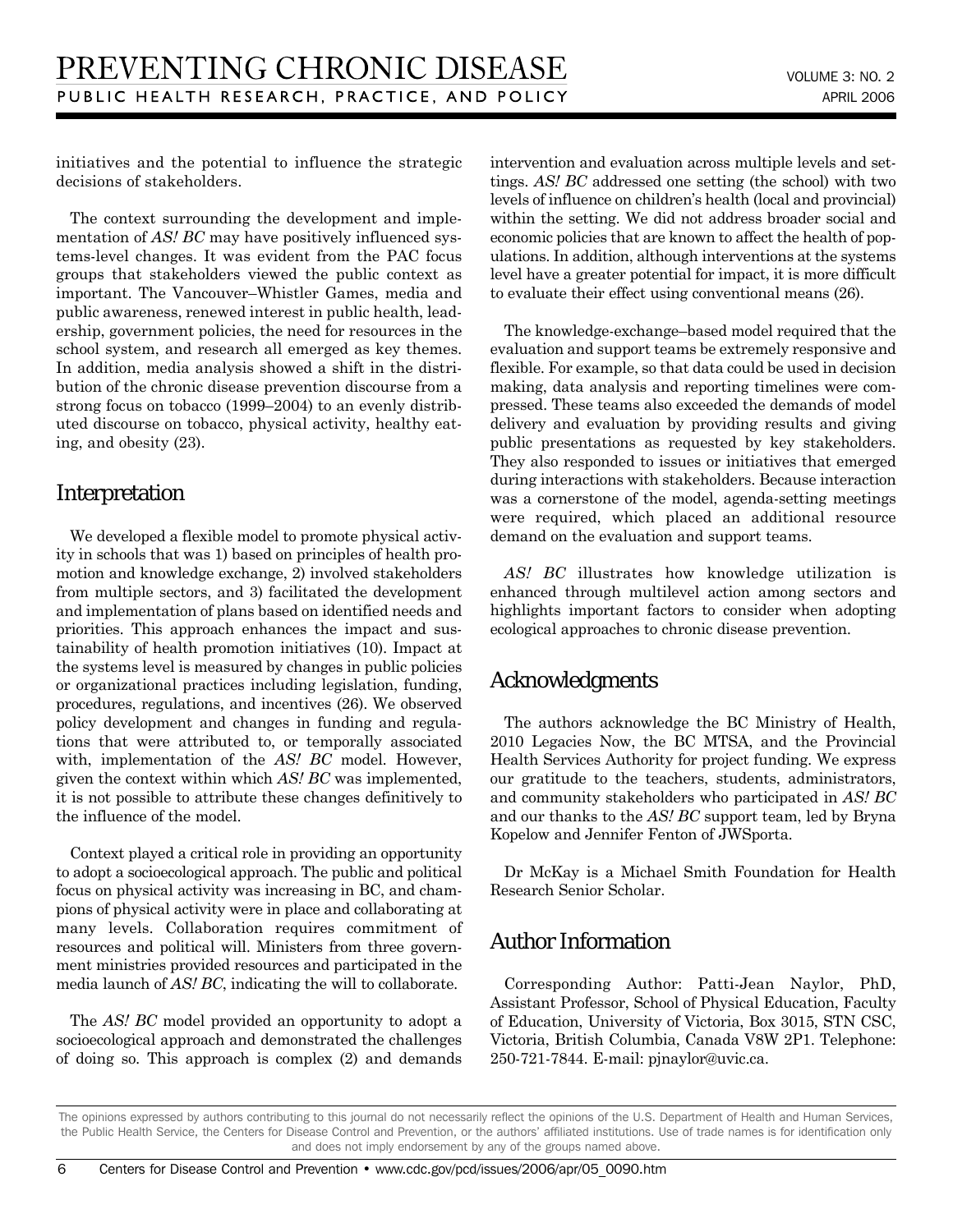initiatives and the potential to influence the strategic decisions of stakeholders.

The context surrounding the development and implementation of *AS! BC* may have positively influenced systems-level changes. It was evident from the PAC focus groups that stakeholders viewed the public context as important. The Vancouver–Whistler Games, media and public awareness, renewed interest in public health, leadership, government policies, the need for resources in the school system, and research all emerged as key themes. In addition, media analysis showed a shift in the distribution of the chronic disease prevention discourse from a strong focus on tobacco (1999–2004) to an evenly distributed discourse on tobacco, physical activity, healthy eating, and obesity (23).

## Interpretation

We developed a flexible model to promote physical activity in schools that was 1) based on principles of health promotion and knowledge exchange, 2) involved stakeholders from multiple sectors, and 3) facilitated the development and implementation of plans based on identified needs and priorities. This approach enhances the impact and sustainability of health promotion initiatives (10). Impact at the systems level is measured by changes in public policies or organizational practices including legislation, funding, procedures, regulations, and incentives (26). We observed policy development and changes in funding and regulations that were attributed to, or temporally associated with, implementation of the *AS! BC* model. However, given the context within which *AS! BC* was implemented, it is not possible to attribute these changes definitively to the influence of the model.

Context played a critical role in providing an opportunity to adopt a socioecological approach. The public and political focus on physical activity was increasing in BC, and champions of physical activity were in place and collaborating at many levels. Collaboration requires commitment of resources and political will. Ministers from three government ministries provided resources and participated in the media launch of *AS! BC*, indicating the will to collaborate.

The *AS! BC* model provided an opportunity to adopt a socioecological approach and demonstrated the challenges of doing so. This approach is complex (2) and demands intervention and evaluation across multiple levels and settings. *AS! BC* addressed one setting (the school) with two levels of influence on children's health (local and provincial) within the setting. We did not address broader social and economic policies that are known to affect the health of populations. In addition, although interventions at the systems level have a greater potential for impact, it is more difficult to evaluate their effect using conventional means (26).

The knowledge-exchange–based model required that the evaluation and support teams be extremely responsive and flexible. For example, so that data could be used in decision making, data analysis and reporting timelines were compressed. These teams also exceeded the demands of model delivery and evaluation by providing results and giving public presentations as requested by key stakeholders. They also responded to issues or initiatives that emerged during interactions with stakeholders. Because interaction was a cornerstone of the model, agenda-setting meetings were required, which placed an additional resource demand on the evaluation and support teams.

*AS! BC* illustrates how knowledge utilization is enhanced through multilevel action among sectors and highlights important factors to consider when adopting ecological approaches to chronic disease prevention.

## Acknowledgments

The authors acknowledge the BC Ministry of Health, 2010 Legacies Now, the BC MTSA, and the Provincial Health Services Authority for project funding. We express our gratitude to the teachers, students, administrators, and community stakeholders who participated in *AS! BC* and our thanks to the *AS! BC* support team, led by Bryna Kopelow and Jennifer Fenton of JWSporta.

Dr McKay is a Michael Smith Foundation for Health Research Senior Scholar.

## Author Information

Corresponding Author: Patti-Jean Naylor, PhD, Assistant Professor, School of Physical Education, Faculty of Education, University of Victoria, Box 3015, STN CSC, Victoria, British Columbia, Canada V8W 2P1. Telephone: 250-721-7844. E-mail: pjnaylor@uvic.ca.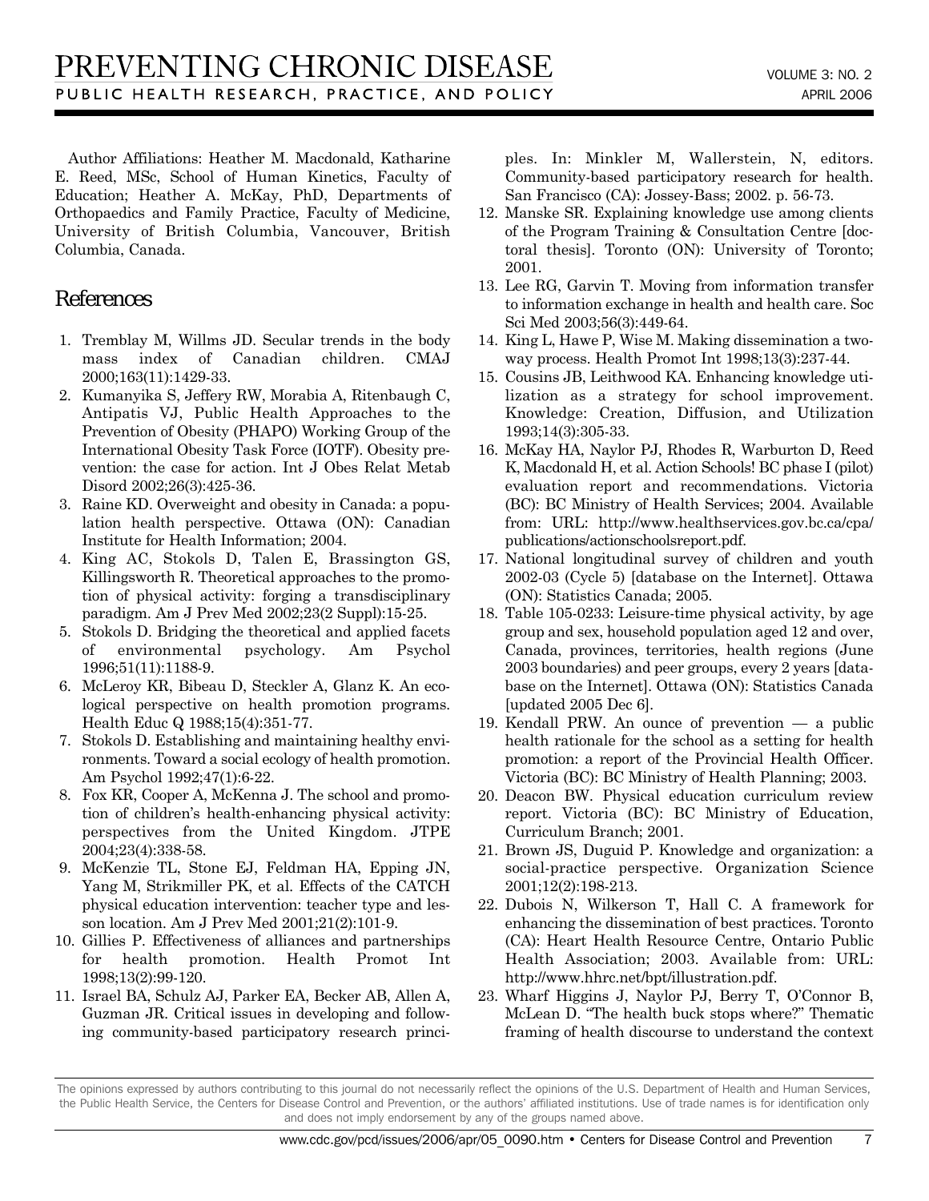Author Affiliations: Heather M. Macdonald, Katharine E. Reed, MSc, School of Human Kinetics, Faculty of Education; Heather A. McKay, PhD, Departments of Orthopaedics and Family Practice, Faculty of Medicine, University of British Columbia, Vancouver, British Columbia, Canada.

## References

1. Tremblay M, Willms JD. Secular trends in the body mass index of Canadian children. CMAJ 2000;163(11):1429-33.
2. Kumanyika S, Jeffery RW, Morabia A, Ritenbaugh C, Antipatis VJ, Public Health Approaches to the Prevention of Obesity (PHAPO) Working Group of the International Obesity Task Force (IOTF). Obesity prevention: the case for action. Int J Obes Relat Metab Disord 2002;26(3):425-36.
3. Raine KD. Overweight and obesity in Canada: a population health perspective. Ottawa (ON): Canadian Institute for Health Information; 2004.
4. King AC, Stokols D, Talen E, Brassington GS, Killingsworth R. Theoretical approaches to the promotion of physical activity: forging a transdisciplinary paradigm. Am J Prev Med 2002;23(2 Suppl):15-25.
5. Stokols D. Bridging the theoretical and applied facets of environmental psychology. Am Psychol 1996;51(11):1188-9.
6. McLeroy KR, Bibeau D, Steckler A, Glanz K. An ecological perspective on health promotion programs. Health Educ Q 1988;15(4):351-77.
7. Stokols D. Establishing and maintaining healthy environments. Toward a social ecology of health promotion. Am Psychol 1992;47(1):6-22.
8. Fox KR, Cooper A, McKenna J. The school and promotion of children's health-enhancing physical activity: perspectives from the United Kingdom. JTPE 2004;23(4):338-58.
9. McKenzie TL, Stone EJ, Feldman HA, Epping JN, Yang M, Strikmiller PK, et al. Effects of the CATCH physical education intervention: teacher type and lesson location. Am J Prev Med 2001;21(2):101-9.
10. Gillies P. Effectiveness of alliances and partnerships for health promotion. Health Promot Int 1998;13(2):99-120.
11. Israel BA, Schulz AJ, Parker EA, Becker AB, Allen A, Guzman JR. Critical issues in developing and following community-based participatory research principles. In: Minkler M, Wallerstein, N, editors. Community-based participatory research for health. San Francisco (CA): Jossey-Bass; 2002. p. 56-73.
12. Manske SR. Explaining knowledge use among clients of the Program Training & Consultation Centre [doctoral thesis]. Toronto (ON): University of Toronto; 2001.
13. Lee RG, Garvin T. Moving from information transfer to information exchange in health and health care. Soc Sci Med 2003;56(3):449-64.
14. King L, Hawe P, Wise M. Making dissemination a two-way process. Health Promot Int 1998;13(3):237-44.
15. Cousins JB, Leithwood KA. Enhancing knowledge utilization as a strategy for school improvement. Knowledge: Creation, Diffusion, and Utilization 1993;14(3):305-33.
16. McKay HA, Naylor PJ, Rhodes R, Warburton D, Reed K, Macdonald H, et al. Action Schools! BC phase I (pilot) evaluation report and recommendations. Victoria (BC): BC Ministry of Health Services; 2004. Available from: URL: http://www.healthservices.gov.bc.ca/cpa/publications/actionschoolsreport.pdf.
17. National longitudinal survey of children and youth 2002-03 (Cycle 5) [database on the Internet]. Ottawa (ON): Statistics Canada; 2005.
18. Table 105-0233: Leisure-time physical activity, by age group and sex, household population aged 12 and over, Canada, provinces, territories, health regions (June 2003 boundaries) and peer groups, every 2 years [database on the Internet]. Ottawa (ON): Statistics Canada [updated 2005 Dec 6].
19. Kendall PRW. An ounce of prevention — a public health rationale for the school as a setting for health promotion: a report of the Provincial Health Officer. Victoria (BC): BC Ministry of Health Planning; 2003.
20. Deacon BW. Physical education curriculum review report. Victoria (BC): BC Ministry of Education, Curriculum Branch; 2001.
21. Brown JS, Duguid P. Knowledge and organization: a social-practice perspective. Organization Science 2001;12(2):198-213.
22. Dubois N, Wilkerson T, Hall C. A framework for enhancing the dissemination of best practices. Toronto (CA): Heart Health Resource Centre, Ontario Public Health Association; 2003. Available from: URL: http://www.hhrc.net/bpt/illustration.pdf.
23. Wharf Higgins J, Naylor PJ, Berry T, O'Connor B, McLean D. "The health buck stops where?" Thematic framing of health discourse to understand the context

The opinions expressed by authors contributing to this journal do not necessarily reflect the opinions of the U.S. Department of Health and Human Services, the Public Health Service, the Centers for Disease Control and Prevention, or the authors' affiliated institutions. Use of trade names is for identification only and does not imply endorsement by any of the groups named above.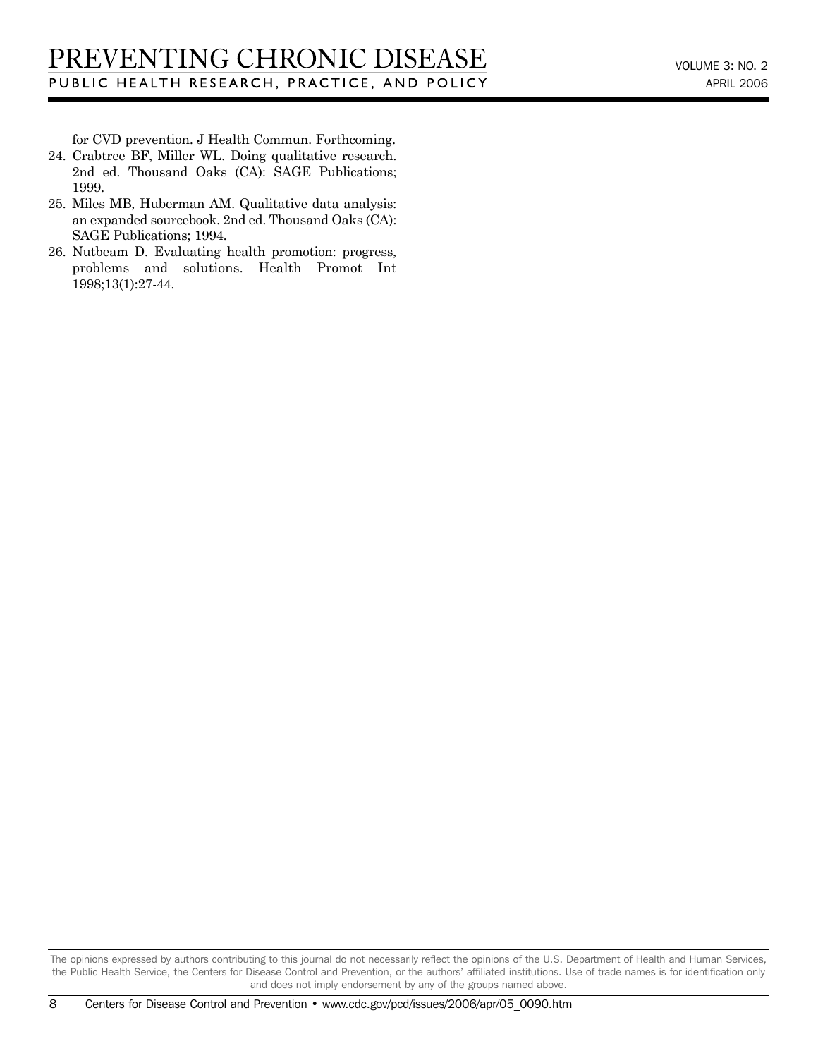for CVD prevention. J Health Commun. Forthcoming.

24. Crabtree BF, Miller WL. Doing qualitative research. 2nd ed. Thousand Oaks (CA): SAGE Publications; 1999.
25. Miles MB, Huberman AM. Qualitative data analysis: an expanded sourcebook. 2nd ed. Thousand Oaks (CA): SAGE Publications; 1994.
26. Nutbeam D. Evaluating health promotion: progress, problems and solutions. Health Promot Int 1998;13(1):27-44.

The opinions expressed by authors contributing to this journal do not necessarily reflect the opinions of the U.S. Department of Health and Human Services, the Public Health Service, the Centers for Disease Control and Prevention, or the authors' affiliated institutions. Use of trade names is for identification only and does not imply endorsement by any of the groups named above.